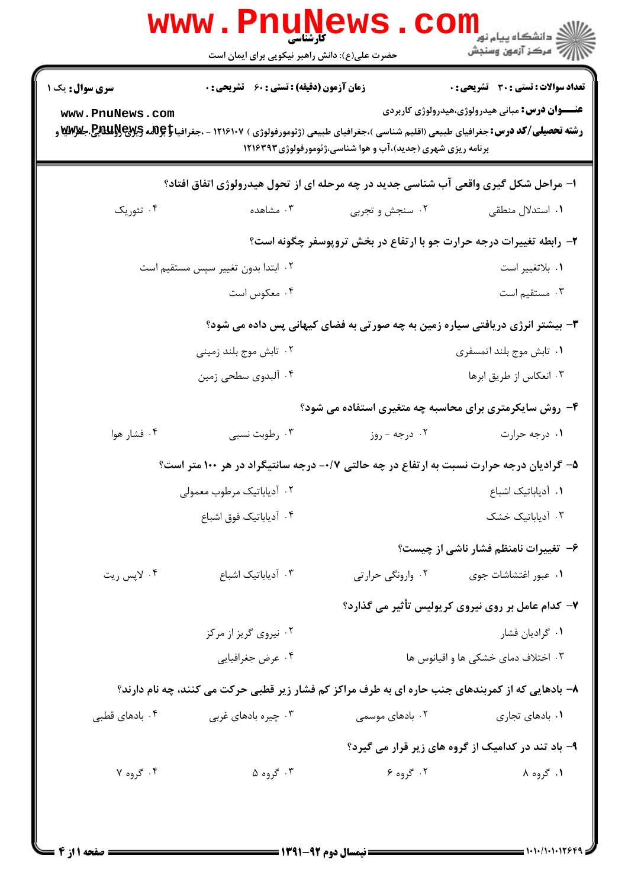کارشناسی

حضرت علی(ع): دانش راهبر نیکویی برای ایمان است

**سری سوال:** یک ۱ | **زمان آزمون (دقیقه) : تستی :** ۶۰ **تشریحی :** ۰ | **تعداد سوالات : تستی :** ۳۰ **تشریحی :** ۰

**عنـــوان درس:** مبانی هیدرولوژی،هیدرولوژی کاربردی

**رشته تحصیلی/کد درس:** جغرافیای طبیعی (اقلیم شناسی )،جغرافیای طبیعی (ژئومورفولوژی ) ۱۲۱۶۱۰۷ - ،جغرافیا و برنامه ریزی روستایی،جغرافیا و برنامه ریزی شهری (جدید)،آب و هوا شناسی،ژئومورفولوژی ۱۲۱۶۳۹۳

۱- مراحل شکل گیری واقعی آب شناسی جدید در چه مرحله ای از تحول هیدرولوژی اتفاق افتاد؟

۱. استدلال منطقی
۲. سنجش و تجربی
۳. مشاهده
۴. تئوریک

۲- رابطه تغییرات درجه حرارت جو با ارتفاع در بخش تروپوسفر چگونه است؟

۱. بلاتغییر است
۲. ابتدا بدون تغییر سپس مستقیم است
۳. مستقیم است
۴. معکوس است

۳- بیشتر انرژی دریافتی سیاره زمین به چه صورتی به فضای کیهانی پس داده می شود؟

۱. تابش موج بلند اتمسفری
۲. تابش موج بلند زمینی
۳. انعکاس از طریق ابرها
۴. آلبدوی سطحی زمین

۴- روش سایکرمتری برای محاسبه چه متغیری استفاده می شود؟

۱. درجه حرارت
۲. درجه - روز
۳. رطوبت نسبی
۴. فشار هوا

۵- گرادیان درجه حرارت نسبت به ارتفاع در چه حالتی ۰/۷- درجه سانتیگراد در هر ۱۰۰ متر است؟

۱. آدیاباتیک اشباع
۲. آدیاباتیک مرطوب معمولی
۳. آدیاباتیک خشک
۴. آدیاباتیک فوق اشباع

۶- تغییرات نامنظم فشار ناشی از چیست؟

۱. عبور اغتشاشات جوی
۲. وارونگی حرارتی
۳. آدیاباتیک اشباع
۴. لاپس ریت

۷- کدام عامل بر روی نیروی کریولیس تأثیر می گذارد؟

۱. گرادیان فشار
۲. نیروی گریز از مرکز
۳. اختلاف دمای خشکی ها و اقیانوس ها
۴. عرض جغرافیایی

۸- بادهایی که از کمربندهای جنب حاره ای به طرف مراکز کم فشار زیر قطبی حرکت می کنند، چه نام دارند؟

۱. بادهای تجاری
۲. بادهای موسمی
۳. چیره بادهای غربی
۴. بادهای قطبی

۹- باد تند در کدامیک از گروه های زیر قرار می گیرد؟

۱. گروه ۸
۲. گروه ۶
۳. گروه ۵
۴. گروه ۷

نیمسال دوم ۹۲-۱۳۹۱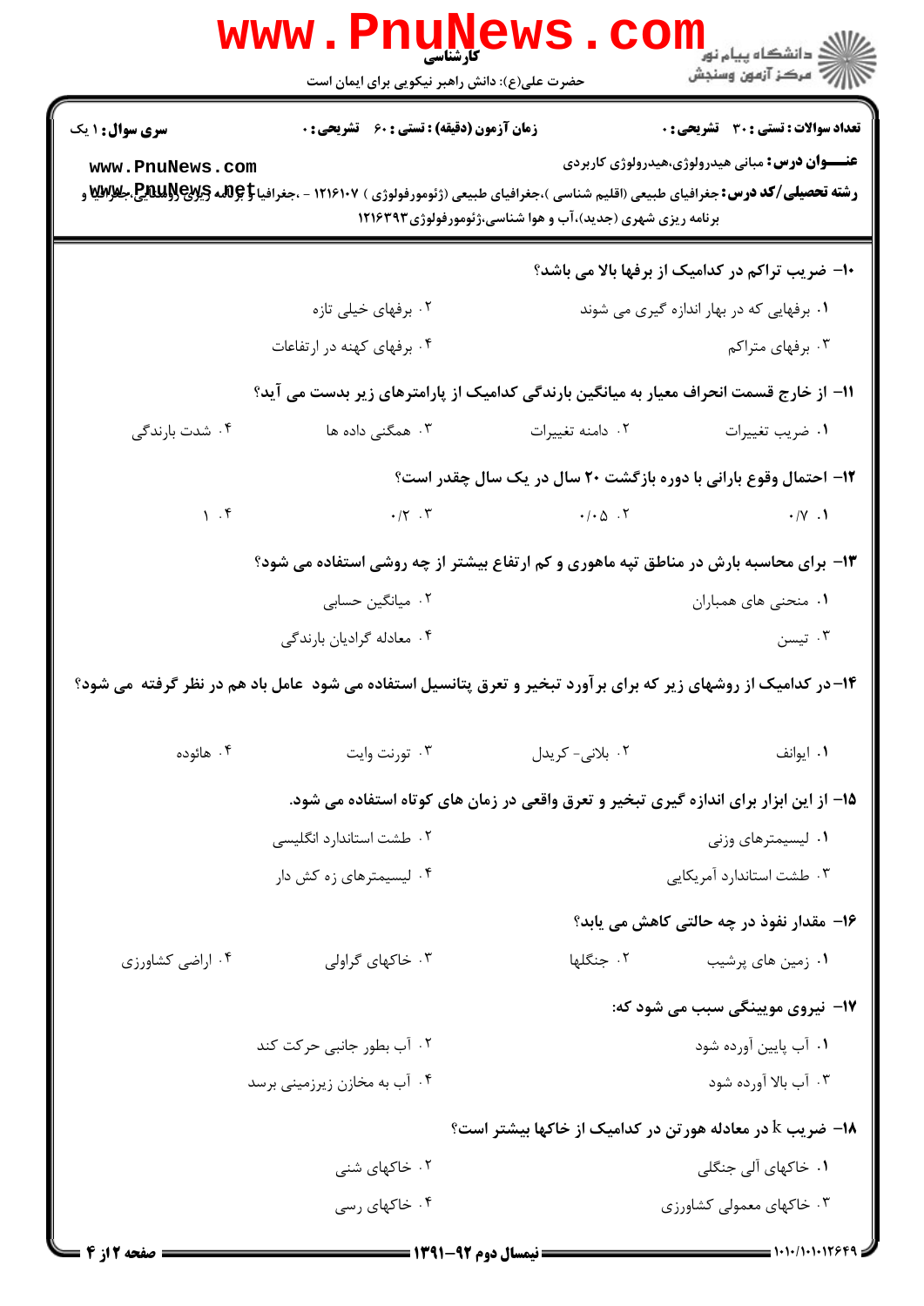۱۰- ضریب تراکم در کدامیک از برفها بالا می باشد؟

۱. برفهایی که در بهار اندازه گیری می شوند
۲. برفهای خیلی تازه
۳. برفهای متراکم
۴. برفهای کهنه در ارتفاعات

۱۱- از خارج قسمت انحراف معیار به میانگین بارندگی کدامیک از پارامترهای زیر بدست می آید؟

۱. ضریب تغییرات
۲. دامنه تغییرات
۳. همگنی داده ها
۴. شدت بارندگی

۱۲- احتمال وقوع بارانی با دوره بازگشت ۲۰ سال در یک سال چقدر است؟

۱. ۰/۷
۲. ۰/۰۵
۳. ۰/۲
۴. ۱

۱۳- برای محاسبه بارش در مناطق تپه ماهوری و کم ارتفاع بیشتر از چه روشی استفاده می شود؟

۱. منحنی های همباران
۲. میانگین حسابی
۳. تیسن
۴. معادله گرادیان بارندگی

۱۴- در کدامیک از روشهای زیر که برای برآورد تبخیر و تعرق پتانسیل استفاده می شود عامل باد هم در نظر گرفته می شود؟

۱. ایوانف
۲. بلانی- کریدل
۳. تورنت وایت
۴. هائوده

۱۵- از این ابزار برای اندازه گیری تبخیر و تعرق واقعی در زمان های کوتاه استفاده می شود.

۱. لیسیمترهای وزنی
۲. طشت استاندارد انگلیسی
۳. طشت استاندارد آمریکایی
۴. لیسیمترهای زه کش دار

۱۶- مقدار نفوذ در چه حالتی کاهش می یابد؟

۱. زمین های پرشیب
۲. جنگلها
۳. خاکهای گراولی
۴. اراضی کشاورزی

۱۷- نیروی موییگی سبب می شود که:

۱. آب پایین آورده شود
۲. آب بطور جانبی حرکت کند
۳. آب بالا آورده شود
۴. آب به مخازن زیرزمینی برسد

۱۸- ضریب k در معادله هورتن در کدامیک از خاکها بیشتر است؟

۱. خاکهای آلی جنگلی
۲. خاکهای شنی
۳. خاکهای معمولی کشاورزی
۴. خاکهای رسی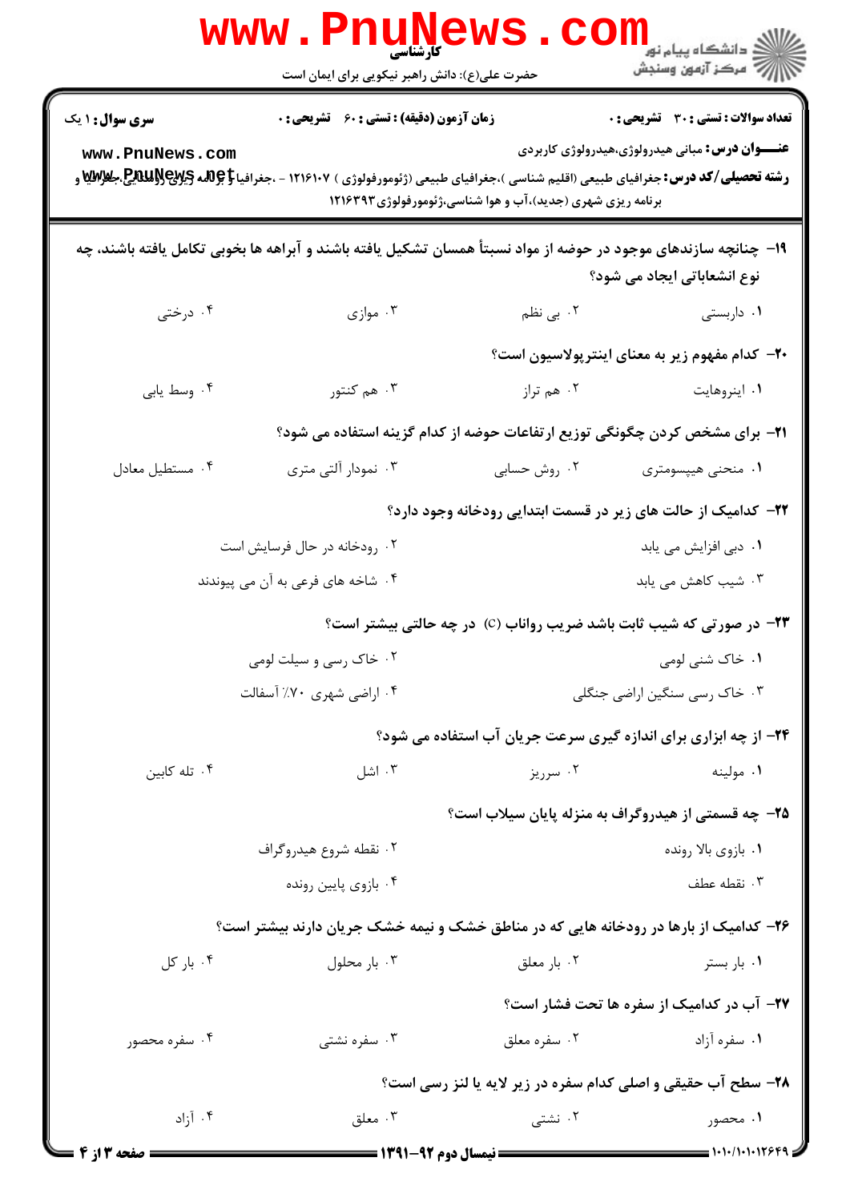۱۹- چنانچه سازندهای موجود در حوضه از مواد نسبتاً همسان تشکیل یافته باشند و آبراهه ها بخوبی تکامل یافته باشند، چه نوع انشعاباتی ایجاد می شود؟

۱. داربستی
۲. بی نظم
۳. موازی
۴. درختی

۲۰- کدام مفهوم زیر به معنای اینترپولاسیون است؟

۱. اینروهایت
۲. هم تراز
۳. هم کنتور
۴. وسط یابی

۲۱- برای مشخص کردن چگونگی توزیع ارتفاعات حوضه از کدام گزینه استفاده می شود؟

۱. منحنی هیپسومتری
۲. روش حسابی
۳. نمودار آلتی متری
۴. مستطیل معادل

۲۲- کدامیک از حالت های زیر در قسمت ابتدایی رودخانه وجود دارد؟

۱. دبی افزایش می یابد
۲. رودخانه در حال فرسایش است
۳. شیب کاهش می یابد
۴. شاخه های فرعی به آن می پیوندند

۲۳- در صورتی که شیب ثابت باشد ضریب رواناب (c) در چه حالتی بیشتر است؟

۱. خاک شنی لومی
۲. خاک رسی و سیلت لومی
۳. خاک رسی سنگین اراضی جنگلی
۴. اراضی شهری ۷۰٪ آسفالت

۲۴- از چه ابزاری برای اندازه گیری سرعت جریان آب استفاده می شود؟

۱. مولینه
۲. سرریز
۳. اشل
۴. تله کابین

۲۵- چه قسمتی از هیدروگراف به منزله پایان سیلاب است؟

۱. بازوی بالا رونده
۲. نقطه شروع هیدروگراف
۳. نقطه عطف
۴. بازوی پایین رونده

۲۶- کدامیک از بارها در رودخانه هایی که در مناطق خشک و نیمه خشک جریان دارند بیشتر است؟

۱. بار بستر
۲. بار معلق
۳. بار محلول
۴. بار کل

۲۷- آب در کدامیک از سفره ها تحت فشار است؟

۱. سفره آزاد
۲. سفره معلق
۳. سفره نشتی
۴. سفره محصور

۲۸- سطح آب حقیقی و اصلی کدام سفره در زیر لایه یا لنز رسی است؟

۱. محصور
۲. نشتی
۳. معلق
۴. آزاد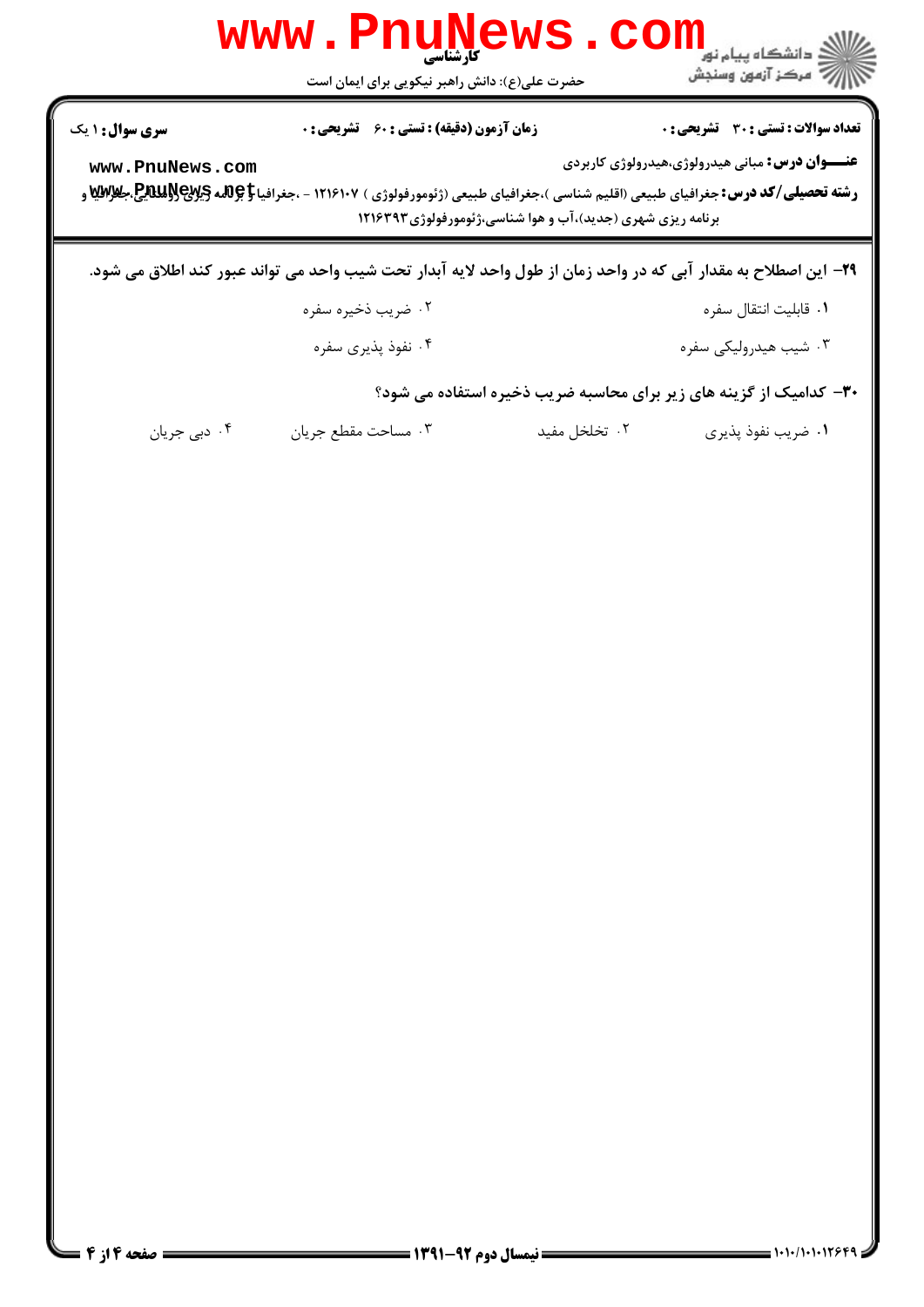**۲۹-** این اصطلاح به مقدار آبی که در واحد زمان از طول واحد لایه آبدار تحت شیب واحد می تواند عبور کند اطلاق می شود.

۱. قابلیت انتقال سفره

۲. ضریب ذخیره سفره

۳. شیب هیدرولیکی سفره

۴. نفوذ پذیری سفره

**۳۰-** کدامیک از گزینه های زیر برای محاسبه ضریب ذخیره استفاده می شود؟

۱. ضریب نفوذ پذیری

۲. تخلخل مفید

۳. مساحت مقطع جریان

۴. دبی جریان